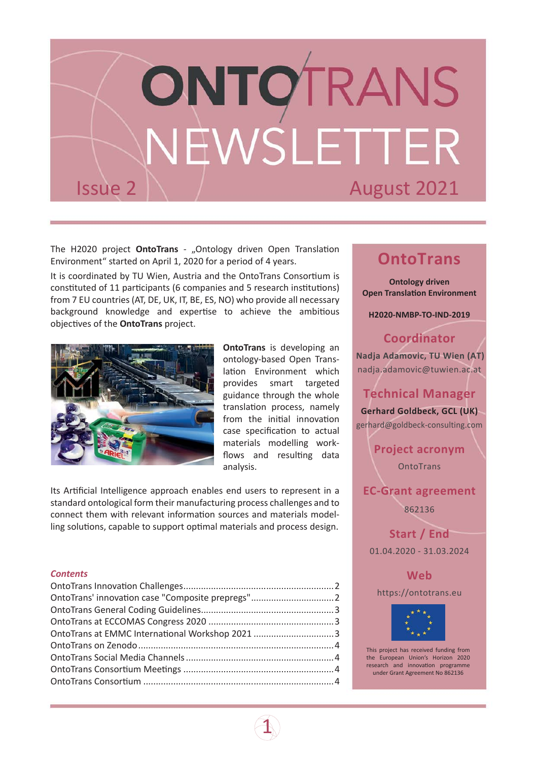# ONTOTRANS NEWSLETTER

Issue 2 — August 2021

The H2020 project **OntoTrans** - „Ontology driven Open Translation Environment" started on April 1, 2020 for a period of 4 years.

It is coordinated by TU Wien, Austria and the OntoTrans Consortium is constituted of 11 participants (6 companies and 5 research institutions) from 7 EU countries (AT, DE, UK, IT, BE, ES, NO) who provide all necessary background knowledge and expertise to achieve the ambitious objectives of the **OntoTrans** project.

**OntoTrans** is developing an ontology-based Open Translation Environment which provides smart targeted guidance through the whole translation process, namely from the initial innovation case specification to actual materials modelling workflows and resulting data analysis.

Its Artificial Intelligence approach enables end users to represent in a standard ontological form their manufacturing process challenges and to connect them with relevant information sources and materials modelling solutions, capable to support optimal materials and process design.

### *Contents*

- OntoTrans Innovation Challenges ... 2
- OntoTrans' innovation case "Composite prepregs" ... 2
- OntoTrans General Coding Guidelines ... 3
- OntoTrans at ECCOMAS Congress 2020 ... 3
- OntoTrans at EMMC International Workshop 2021 ... 3
- OntoTrans on Zenodo ... 4
- OntoTrans Social Media Channels ... 4
- OntoTrans Consortium Meetings ... 4
- OntoTrans Consortium ... 4

## OntoTrans

**Ontology driven Open Translation Environment**

**H2020-NMBP-TO-IND-2019**

### Coordinator

**Nadja Adamovic, TU Wien (AT)**
nadja.adamovic@tuwien.ac.at

### Technical Manager

**Gerhard Goldbeck, GCL (UK)**
gerhard@goldbeck-consulting.com

### Project acronym

OntoTrans

### EC-Grant agreement

862136

### Start / End

01.04.2020 - 31.03.2024

### Web

https://ontotrans.eu

This project has received funding from the European Union's Horizon 2020 research and innovation programme under Grant Agreement No 862136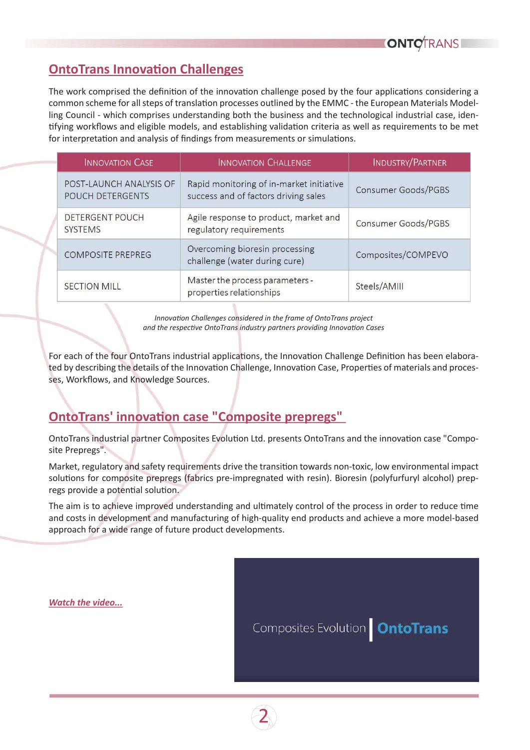## OntoTrans Innovation Challenges

The work comprised the definition of the innovation challenge posed by the four applications considering a common scheme for all steps of translation processes outlined by the EMMC - the European Materials Modelling Council - which comprises understanding both the business and the technological industrial case, identifying workflows and eligible models, and establishing validation criteria as well as requirements to be met for interpretation and analysis of findings from measurements or simulations.

| Innovation Case | Innovation Challenge | Industry/Partner |
|---|---|---|
| POST-LAUNCH ANALYSIS OF POUCH DETERGENTS | Rapid monitoring of in-market initiative success and of factors driving sales | Consumer Goods/PGBS |
| DETERGENT POUCH SYSTEMS | Agile response to product, market and regulatory requirements | Consumer Goods/PGBS |
| COMPOSITE PREPREG | Overcoming bioresin processing challenge (water during cure) | Composites/COMPEVO |
| SECTION MILL | Master the process parameters - properties relationships | Steels/AMIII |

*Innovation Challenges considered in the frame of OntoTrans project and the respective OntoTrans industry partners providing Innovation Cases*

For each of the four OntoTrans industrial applications, the Innovation Challenge Definition has been elaborated by describing the details of the Innovation Challenge, Innovation Case, Properties of materials and processes, Workflows, and Knowledge Sources.

## OntoTrans' innovation case "Composite prepregs"

OntoTrans industrial partner Composites Evolution Ltd. presents OntoTrans and the innovation case "Composite Prepregs".

Market, regulatory and safety requirements drive the transition towards non-toxic, low environmental impact solutions for composite prepregs (fabrics pre-impregnated with resin). Bioresin (polyfurfuryl alcohol) prepregs provide a potential solution.

The aim is to achieve improved understanding and ultimately control of the process in order to reduce time and costs in development and manufacturing of high-quality end products and achieve a more model-based approach for a wide range of future product developments.

*Watch the video...*

Composites Evolution | OntoTrans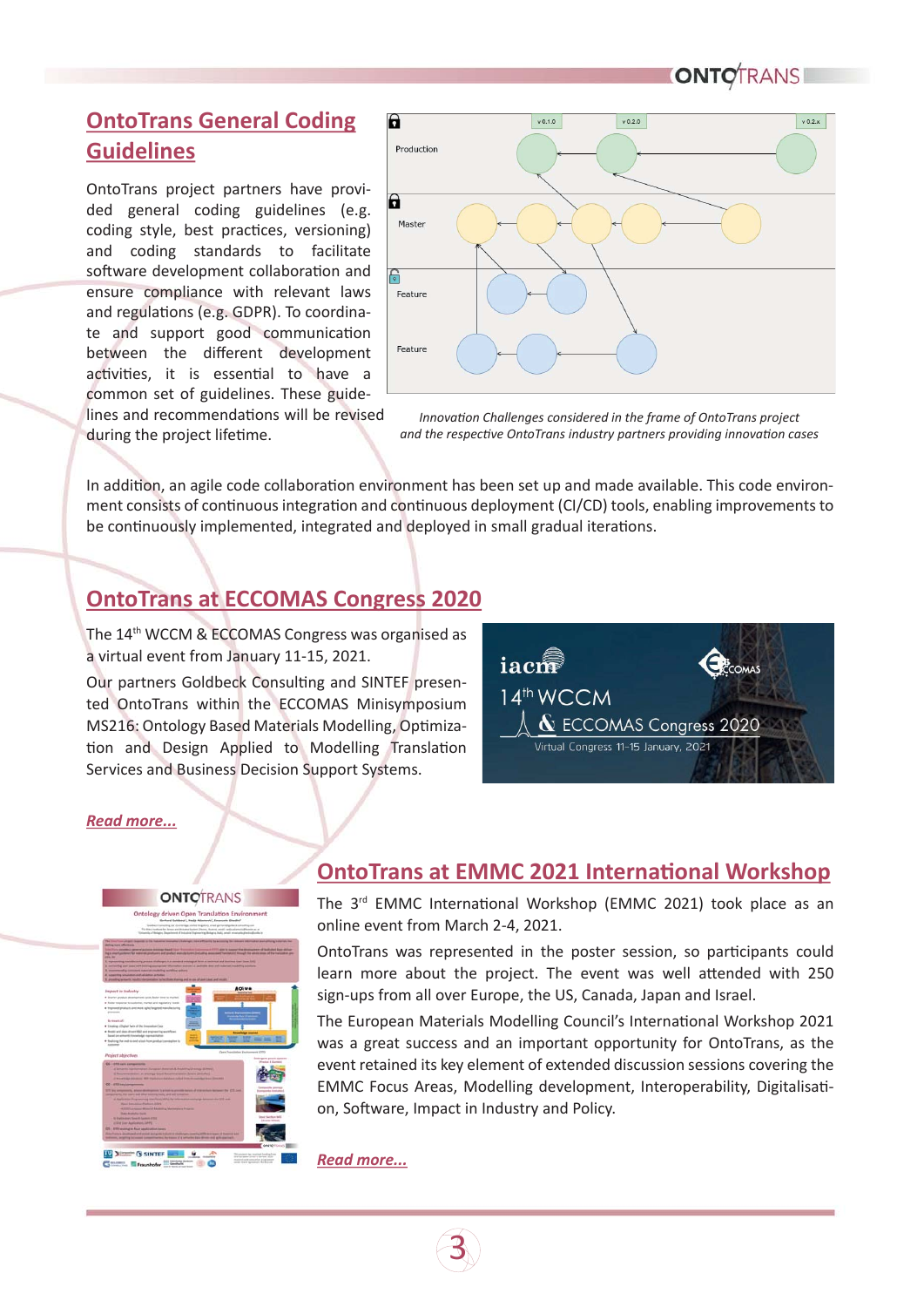## OntoTrans General Coding Guidelines

OntoTrans project partners have provided general coding guidelines (e.g. coding style, best practices, versioning) and coding standards to facilitate software development collaboration and ensure compliance with relevant laws and regulations (e.g. GDPR). To coordinate and support good communication between the different development activities, it is essential to have a common set of guidelines. These guidelines and recommendations will be revised during the project lifetime.

*Innovation Challenges considered in the frame of OntoTrans project and the respective OntoTrans industry partners providing innovation cases*

In addition, an agile code collaboration environment has been set up and made available. This code environment consists of continuous integration and continuous deployment (CI/CD) tools, enabling improvements to be continuously implemented, integrated and deployed in small gradual iterations.

## OntoTrans at ECCOMAS Congress 2020

The 14th WCCM & ECCOMAS Congress was organised as a virtual event from January 11-15, 2021.

Our partners Goldbeck Consulting and SINTEF presented OntoTrans within the ECCOMAS Minisymposium MS216: Ontology Based Materials Modelling, Optimization and Design Applied to Modelling Translation Services and Business Decision Support Systems.

*Read more...*

## OntoTrans at EMMC 2021 International Workshop

The 3rd EMMC International Workshop (EMMC 2021) took place as an online event from March 2-4, 2021.

OntoTrans was represented in the poster session, so participants could learn more about the project. The event was well attended with 250 sign-ups from all over Europe, the US, Canada, Japan and Israel.

The European Materials Modelling Council's International Workshop 2021 was a great success and an important opportunity for OntoTrans, as the event retained its key element of extended discussion sessions covering the EMMC Focus Areas, Modelling development, Interoperability, Digitalisation, Software, Impact in Industry and Policy.

*Read more...*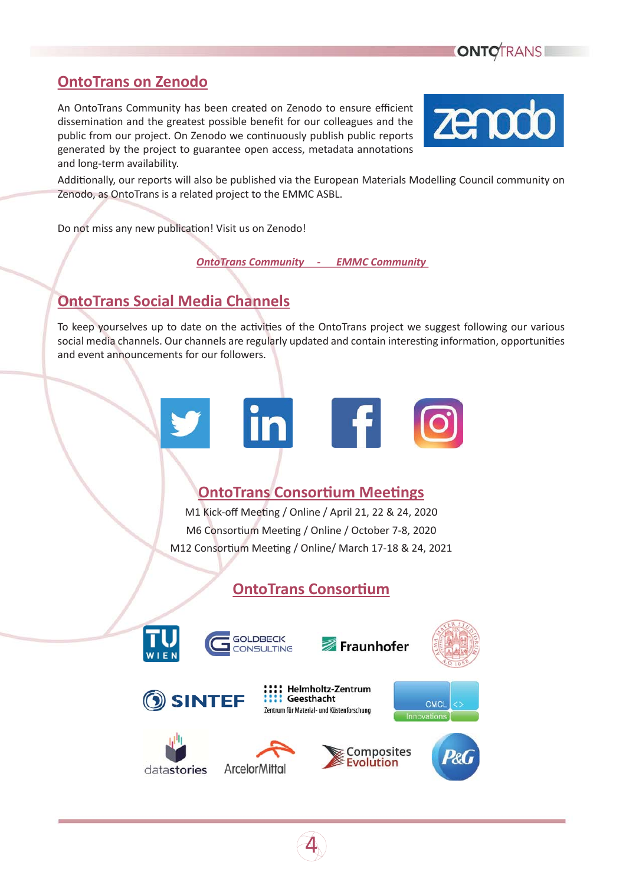## OntoTrans on Zenodo

An OntoTrans Community has been created on Zenodo to ensure efficient dissemination and the greatest possible benefit for our colleagues and the public from our project. On Zenodo we continuously publish public reports generated by the project to guarantee open access, metadata annotations and long-term availability.

Additionally, our reports will also be published via the European Materials Modelling Council community on Zenodo, as OntoTrans is a related project to the EMMC ASBL.

Do not miss any new publication! Visit us on Zenodo!

*OntoTrans Community - EMMC Community*

## OntoTrans Social Media Channels

To keep yourselves up to date on the activities of the OntoTrans project we suggest following our various social media channels. Our channels are regularly updated and contain interesting information, opportunities and event announcements for our followers.

## OntoTrans Consortium Meetings

M1 Kick-off Meeting / Online / April 21, 22 & 24, 2020

M6 Consortium Meeting / Online / October 7-8, 2020

M12 Consortium Meeting / Online/ March 17-18 & 24, 2021

## OntoTrans Consortium